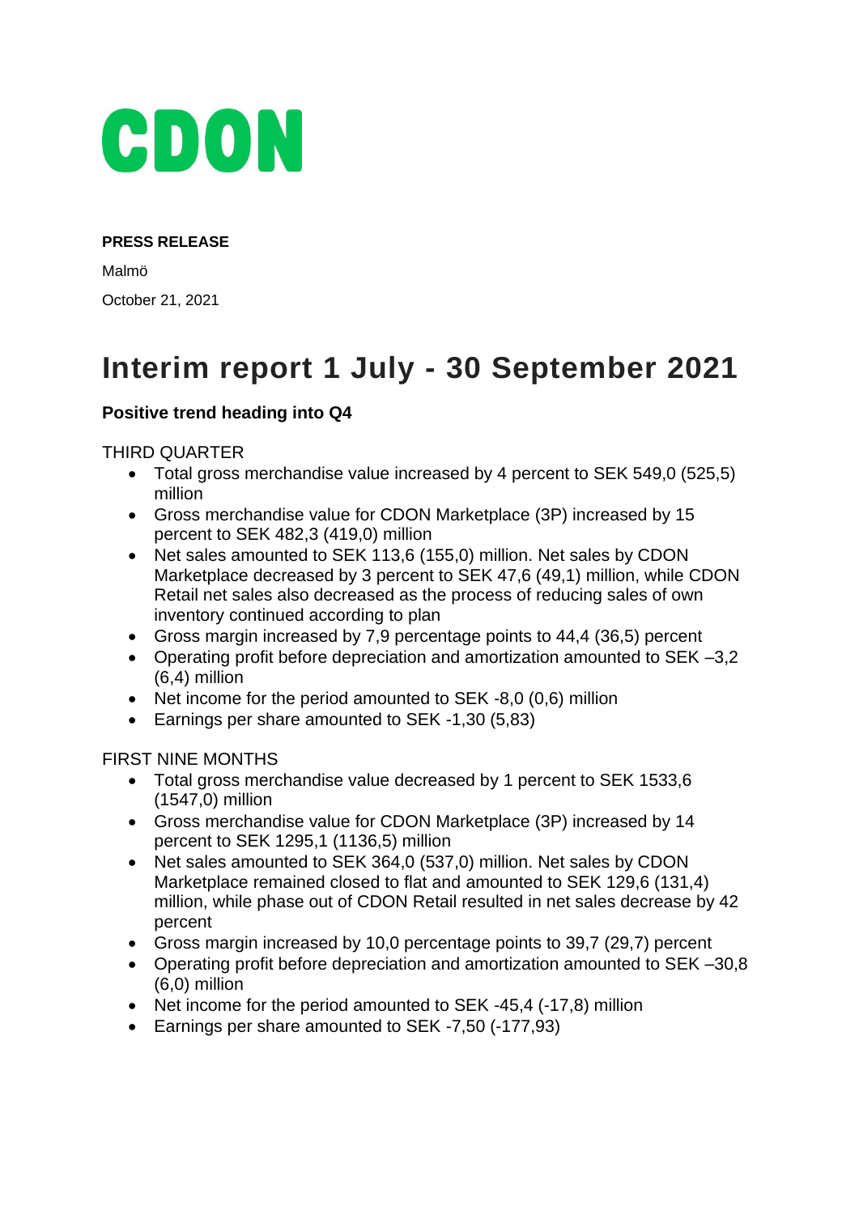CDON

**PRESS RELEASE**

Malmö

October 21, 2021

# Interim report 1 July - 30 September 2021

**Positive trend heading into Q4**

THIRD QUARTER

- Total gross merchandise value increased by 4 percent to SEK 549,0 (525,5) million
- Gross merchandise value for CDON Marketplace (3P) increased by 15 percent to SEK 482,3 (419,0) million
- Net sales amounted to SEK 113,6 (155,0) million. Net sales by CDON Marketplace decreased by 3 percent to SEK 47,6 (49,1) million, while CDON Retail net sales also decreased as the process of reducing sales of own inventory continued according to plan
- Gross margin increased by 7,9 percentage points to 44,4 (36,5) percent
- Operating profit before depreciation and amortization amounted to SEK –3,2 (6,4) million
- Net income for the period amounted to SEK -8,0 (0,6) million
- Earnings per share amounted to SEK -1,30 (5,83)

FIRST NINE MONTHS

- Total gross merchandise value decreased by 1 percent to SEK 1533,6 (1547,0) million
- Gross merchandise value for CDON Marketplace (3P) increased by 14 percent to SEK 1295,1 (1136,5) million
- Net sales amounted to SEK 364,0 (537,0) million. Net sales by CDON Marketplace remained closed to flat and amounted to SEK 129,6 (131,4) million, while phase out of CDON Retail resulted in net sales decrease by 42 percent
- Gross margin increased by 10,0 percentage points to 39,7 (29,7) percent
- Operating profit before depreciation and amortization amounted to SEK –30,8 (6,0) million
- Net income for the period amounted to SEK -45,4 (-17,8) million
- Earnings per share amounted to SEK -7,50 (-177,93)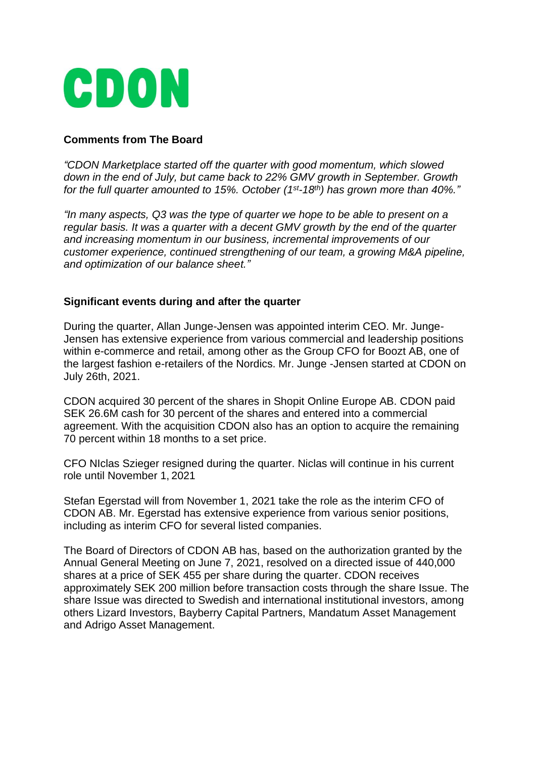# CDON

**Comments from The Board**

*"CDON Marketplace started off the quarter with good momentum, which slowed down in the end of July, but came back to 22% GMV growth in September. Growth for the full quarter amounted to 15%. October (1st-18th) has grown more than 40%."*

*"In many aspects, Q3 was the type of quarter we hope to be able to present on a regular basis. It was a quarter with a decent GMV growth by the end of the quarter and increasing momentum in our business, incremental improvements of our customer experience, continued strengthening of our team, a growing M&A pipeline, and optimization of our balance sheet."*

**Significant events during and after the quarter**

During the quarter, Allan Junge-Jensen was appointed interim CEO. Mr. Junge-Jensen has extensive experience from various commercial and leadership positions within e-commerce and retail, among other as the Group CFO for Boozt AB, one of the largest fashion e-retailers of the Nordics. Mr. Junge -Jensen started at CDON on July 26th, 2021.

CDON acquired 30 percent of the shares in Shopit Online Europe AB. CDON paid SEK 26.6M cash for 30 percent of the shares and entered into a commercial agreement. With the acquisition CDON also has an option to acquire the remaining 70 percent within 18 months to a set price.

CFO NIclas Szieger resigned during the quarter. Niclas will continue in his current role until November 1, 2021

Stefan Egerstad will from November 1, 2021 take the role as the interim CFO of CDON AB. Mr. Egerstad has extensive experience from various senior positions, including as interim CFO for several listed companies.

The Board of Directors of CDON AB has, based on the authorization granted by the Annual General Meeting on June 7, 2021, resolved on a directed issue of 440,000 shares at a price of SEK 455 per share during the quarter. CDON receives approximately SEK 200 million before transaction costs through the share Issue. The share Issue was directed to Swedish and international institutional investors, among others Lizard Investors, Bayberry Capital Partners, Mandatum Asset Management and Adrigo Asset Management.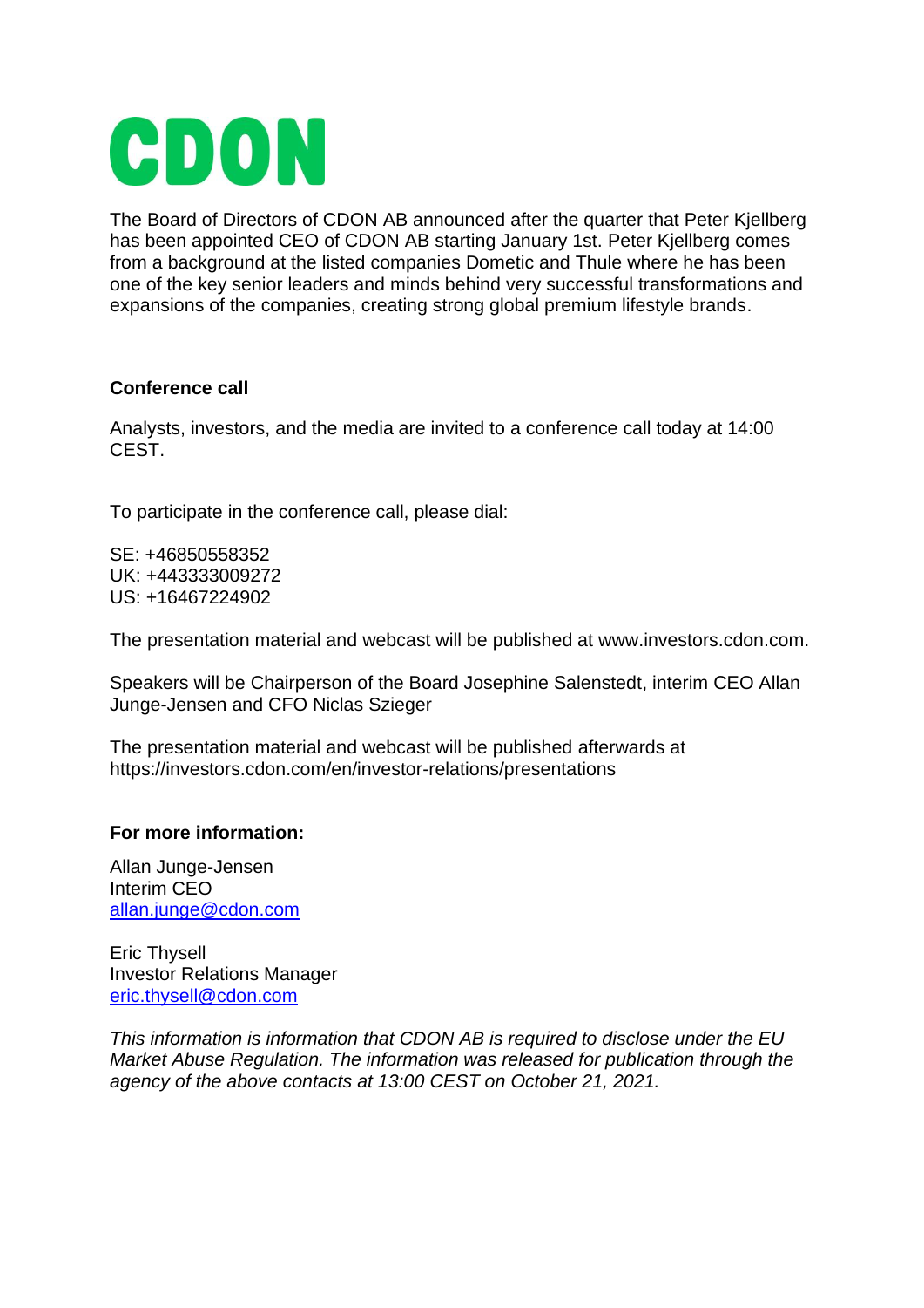# CDON

The Board of Directors of CDON AB announced after the quarter that Peter Kjellberg has been appointed CEO of CDON AB starting January 1st. Peter Kjellberg comes from a background at the listed companies Dometic and Thule where he has been one of the key senior leaders and minds behind very successful transformations and expansions of the companies, creating strong global premium lifestyle brands.

**Conference call**

Analysts, investors, and the media are invited to a conference call today at 14:00 CEST.

To participate in the conference call, please dial:

SE: +46850558352
UK: +443333009272
US: +16467224902

The presentation material and webcast will be published at www.investors.cdon.com.

Speakers will be Chairperson of the Board Josephine Salenstedt, interim CEO Allan Junge-Jensen and CFO Niclas Szieger

The presentation material and webcast will be published afterwards at https://investors.cdon.com/en/investor-relations/presentations

**For more information:**

Allan Junge-Jensen
Interim CEO
allan.junge@cdon.com

Eric Thysell
Investor Relations Manager
eric.thysell@cdon.com

*This information is information that CDON AB is required to disclose under the EU Market Abuse Regulation. The information was released for publication through the agency of the above contacts at 13:00 CEST on October 21, 2021.*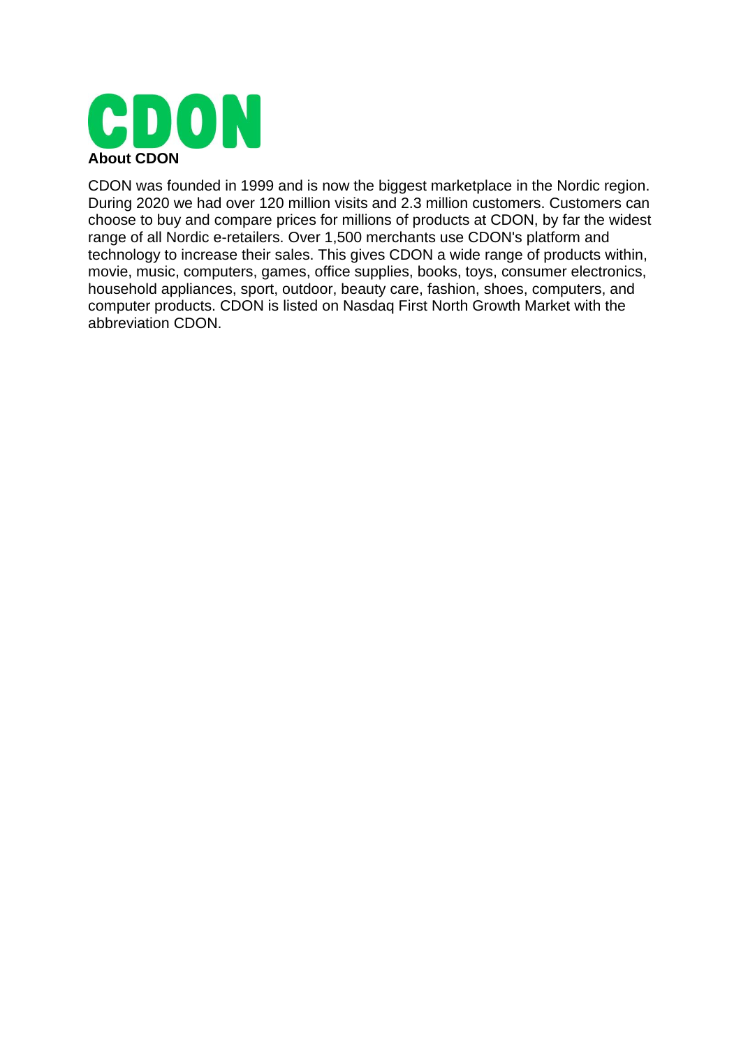CDON

## About CDON

CDON was founded in 1999 and is now the biggest marketplace in the Nordic region. During 2020 we had over 120 million visits and 2.3 million customers. Customers can choose to buy and compare prices for millions of products at CDON, by far the widest range of all Nordic e-retailers. Over 1,500 merchants use CDON's platform and technology to increase their sales. This gives CDON a wide range of products within, movie, music, computers, games, office supplies, books, toys, consumer electronics, household appliances, sport, outdoor, beauty care, fashion, shoes, computers, and computer products. CDON is listed on Nasdaq First North Growth Market with the abbreviation CDON.